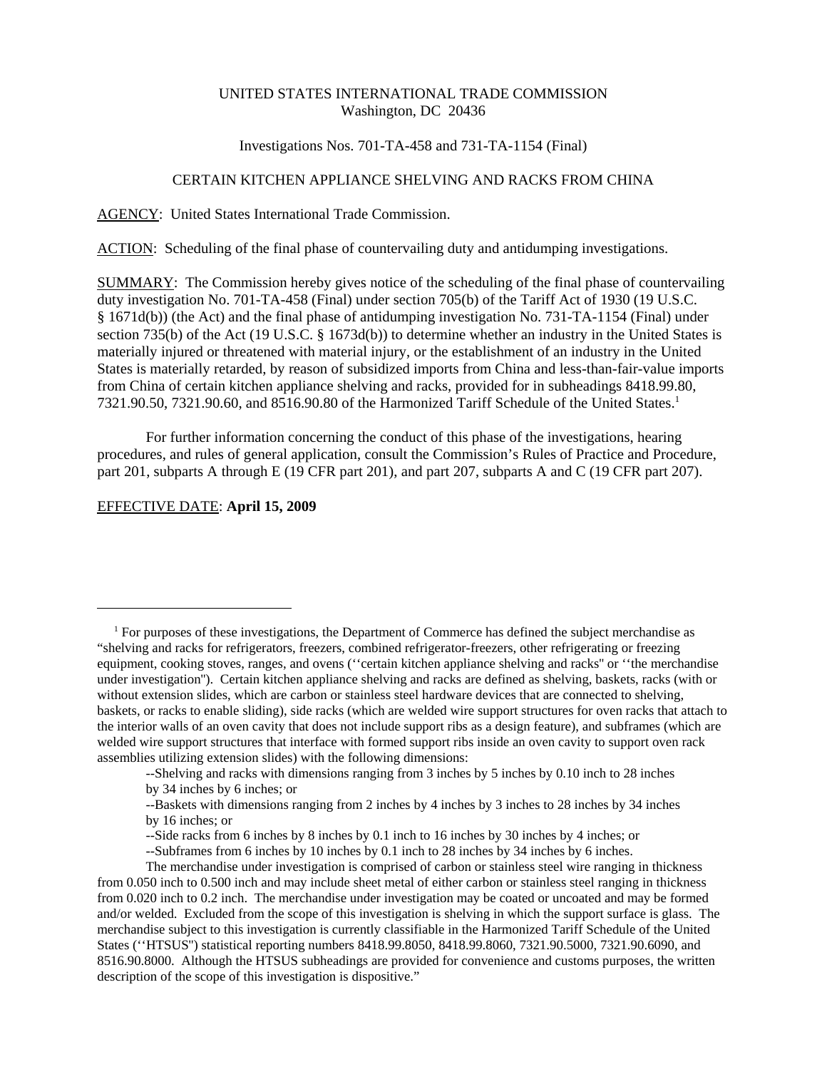UNITED STATES INTERNATIONAL TRADE COMMISSION
Washington, DC 20436

Investigations Nos. 701-TA-458 and 731-TA-1154 (Final)

CERTAIN KITCHEN APPLIANCE SHELVING AND RACKS FROM CHINA

AGENCY: United States International Trade Commission.

ACTION: Scheduling of the final phase of countervailing duty and antidumping investigations.

SUMMARY: The Commission hereby gives notice of the scheduling of the final phase of countervailing duty investigation No. 701-TA-458 (Final) under section 705(b) of the Tariff Act of 1930 (19 U.S.C. § 1671d(b)) (the Act) and the final phase of antidumping investigation No. 731-TA-1154 (Final) under section 735(b) of the Act (19 U.S.C. § 1673d(b)) to determine whether an industry in the United States is materially injured or threatened with material injury, or the establishment of an industry in the United States is materially retarded, by reason of subsidized imports from China and less-than-fair-value imports from China of certain kitchen appliance shelving and racks, provided for in subheadings 8418.99.80, 7321.90.50, 7321.90.60, and 8516.90.80 of the Harmonized Tariff Schedule of the United States.[1]

For further information concerning the conduct of this phase of the investigations, hearing procedures, and rules of general application, consult the Commission's Rules of Practice and Procedure, part 201, subparts A through E (19 CFR part 201), and part 207, subparts A and C (19 CFR part 207).

EFFECTIVE DATE: **April 15, 2009**

---

[1] For purposes of these investigations, the Department of Commerce has defined the subject merchandise as "shelving and racks for refrigerators, freezers, combined refrigerator-freezers, other refrigerating or freezing equipment, cooking stoves, ranges, and ovens (''certain kitchen appliance shelving and racks'' or ''the merchandise under investigation''). Certain kitchen appliance shelving and racks are defined as shelving, baskets, racks (with or without extension slides, which are carbon or stainless steel hardware devices that are connected to shelving, baskets, or racks to enable sliding), side racks (which are welded wire support structures for oven racks that attach to the interior walls of an oven cavity that does not include support ribs as a design feature), and subframes (which are welded wire support structures that interface with formed support ribs inside an oven cavity to support oven rack assemblies utilizing extension slides) with the following dimensions:

--Shelving and racks with dimensions ranging from 3 inches by 5 inches by 0.10 inch to 28 inches by 34 inches by 6 inches; or

--Baskets with dimensions ranging from 2 inches by 4 inches by 3 inches to 28 inches by 34 inches by 16 inches; or

--Side racks from 6 inches by 8 inches by 0.1 inch to 16 inches by 30 inches by 4 inches; or

--Subframes from 6 inches by 10 inches by 0.1 inch to 28 inches by 34 inches by 6 inches.

The merchandise under investigation is comprised of carbon or stainless steel wire ranging in thickness from 0.050 inch to 0.500 inch and may include sheet metal of either carbon or stainless steel ranging in thickness from 0.020 inch to 0.2 inch. The merchandise under investigation may be coated or uncoated and may be formed and/or welded. Excluded from the scope of this investigation is shelving in which the support surface is glass. The merchandise subject to this investigation is currently classifiable in the Harmonized Tariff Schedule of the United States (''HTSUS'') statistical reporting numbers 8418.99.8050, 8418.99.8060, 7321.90.5000, 7321.90.6090, and 8516.90.8000. Although the HTSUS subheadings are provided for convenience and customs purposes, the written description of the scope of this investigation is dispositive."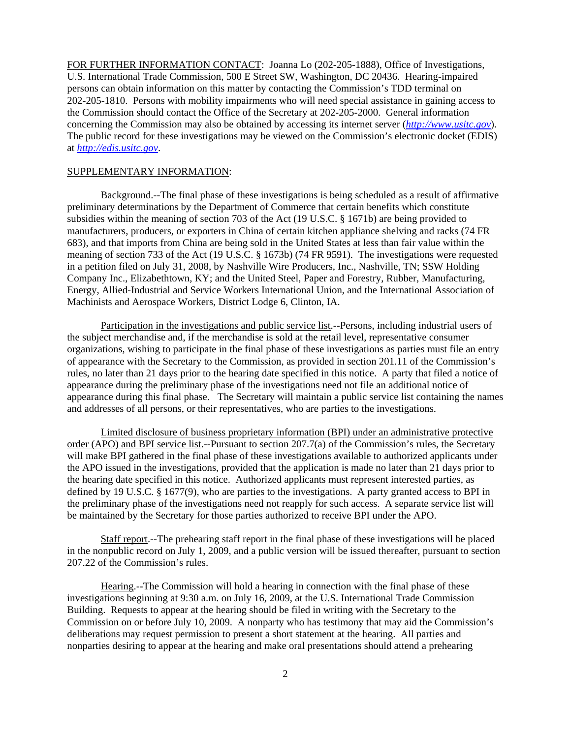FOR FURTHER INFORMATION CONTACT: Joanna Lo (202-205-1888), Office of Investigations, U.S. International Trade Commission, 500 E Street SW, Washington, DC 20436. Hearing-impaired persons can obtain information on this matter by contacting the Commission's TDD terminal on 202-205-1810. Persons with mobility impairments who will need special assistance in gaining access to the Commission should contact the Office of the Secretary at 202-205-2000. General information concerning the Commission may also be obtained by accessing its internet server (*http://www.usitc.gov*). The public record for these investigations may be viewed on the Commission's electronic docket (EDIS) at *http://edis.usitc.gov*.

SUPPLEMENTARY INFORMATION:

Background.--The final phase of these investigations is being scheduled as a result of affirmative preliminary determinations by the Department of Commerce that certain benefits which constitute subsidies within the meaning of section 703 of the Act (19 U.S.C. § 1671b) are being provided to manufacturers, producers, or exporters in China of certain kitchen appliance shelving and racks (74 FR 683), and that imports from China are being sold in the United States at less than fair value within the meaning of section 733 of the Act (19 U.S.C. § 1673b) (74 FR 9591). The investigations were requested in a petition filed on July 31, 2008, by Nashville Wire Producers, Inc., Nashville, TN; SSW Holding Company Inc., Elizabethtown, KY; and the United Steel, Paper and Forestry, Rubber, Manufacturing, Energy, Allied-Industrial and Service Workers International Union, and the International Association of Machinists and Aerospace Workers, District Lodge 6, Clinton, IA.

Participation in the investigations and public service list.--Persons, including industrial users of the subject merchandise and, if the merchandise is sold at the retail level, representative consumer organizations, wishing to participate in the final phase of these investigations as parties must file an entry of appearance with the Secretary to the Commission, as provided in section 201.11 of the Commission's rules, no later than 21 days prior to the hearing date specified in this notice. A party that filed a notice of appearance during the preliminary phase of the investigations need not file an additional notice of appearance during this final phase. The Secretary will maintain a public service list containing the names and addresses of all persons, or their representatives, who are parties to the investigations.

Limited disclosure of business proprietary information (BPI) under an administrative protective order (APO) and BPI service list.--Pursuant to section 207.7(a) of the Commission's rules, the Secretary will make BPI gathered in the final phase of these investigations available to authorized applicants under the APO issued in the investigations, provided that the application is made no later than 21 days prior to the hearing date specified in this notice. Authorized applicants must represent interested parties, as defined by 19 U.S.C. § 1677(9), who are parties to the investigations. A party granted access to BPI in the preliminary phase of the investigations need not reapply for such access. A separate service list will be maintained by the Secretary for those parties authorized to receive BPI under the APO.

Staff report.--The prehearing staff report in the final phase of these investigations will be placed in the nonpublic record on July 1, 2009, and a public version will be issued thereafter, pursuant to section 207.22 of the Commission's rules.

Hearing.--The Commission will hold a hearing in connection with the final phase of these investigations beginning at 9:30 a.m. on July 16, 2009, at the U.S. International Trade Commission Building. Requests to appear at the hearing should be filed in writing with the Secretary to the Commission on or before July 10, 2009. A nonparty who has testimony that may aid the Commission's deliberations may request permission to present a short statement at the hearing. All parties and nonparties desiring to appear at the hearing and make oral presentations should attend a prehearing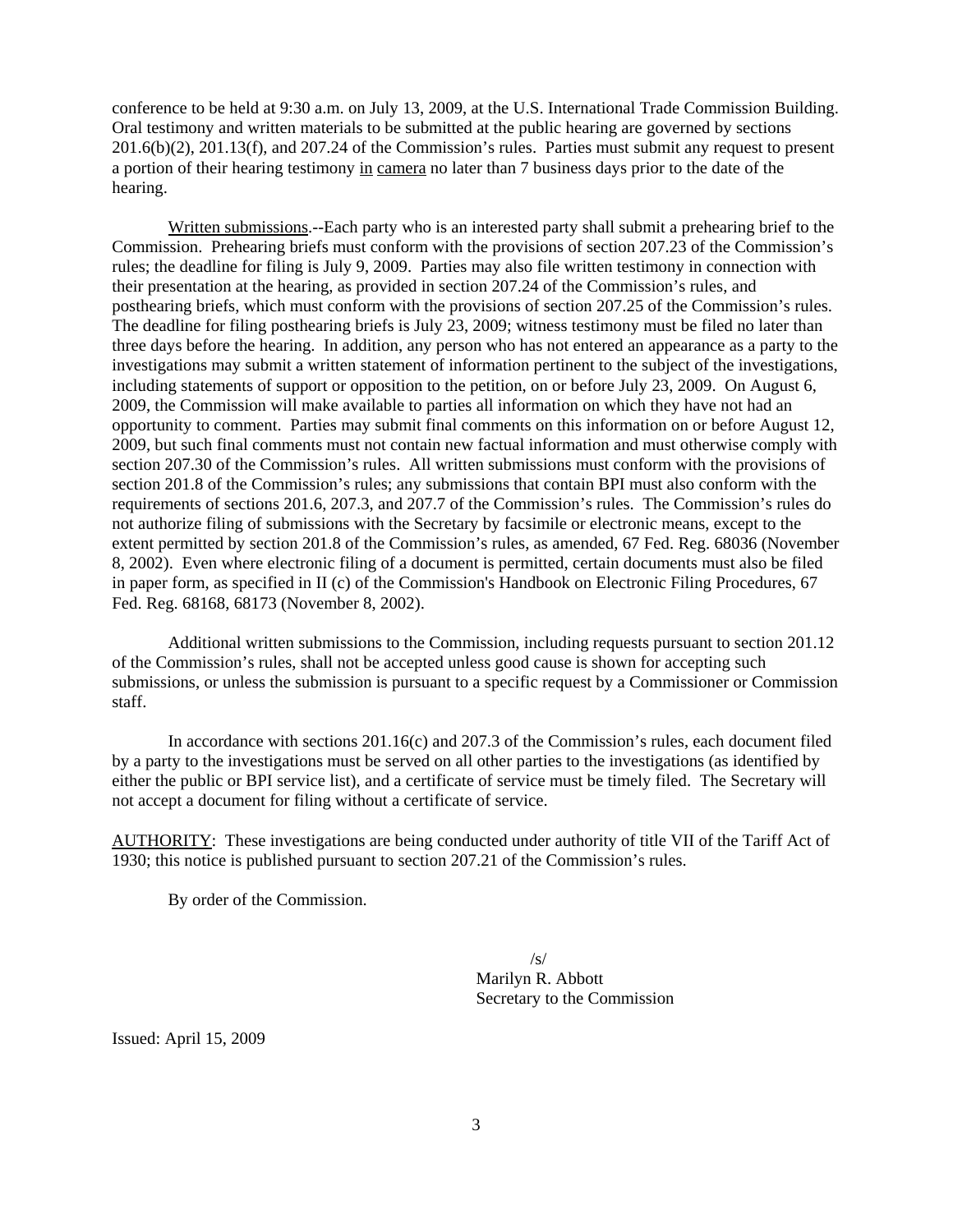conference to be held at 9:30 a.m. on July 13, 2009, at the U.S. International Trade Commission Building. Oral testimony and written materials to be submitted at the public hearing are governed by sections 201.6(b)(2), 201.13(f), and 207.24 of the Commission's rules. Parties must submit any request to present a portion of their hearing testimony in camera no later than 7 business days prior to the date of the hearing.

Written submissions.--Each party who is an interested party shall submit a prehearing brief to the Commission. Prehearing briefs must conform with the provisions of section 207.23 of the Commission's rules; the deadline for filing is July 9, 2009. Parties may also file written testimony in connection with their presentation at the hearing, as provided in section 207.24 of the Commission's rules, and posthearing briefs, which must conform with the provisions of section 207.25 of the Commission's rules. The deadline for filing posthearing briefs is July 23, 2009; witness testimony must be filed no later than three days before the hearing. In addition, any person who has not entered an appearance as a party to the investigations may submit a written statement of information pertinent to the subject of the investigations, including statements of support or opposition to the petition, on or before July 23, 2009. On August 6, 2009, the Commission will make available to parties all information on which they have not had an opportunity to comment. Parties may submit final comments on this information on or before August 12, 2009, but such final comments must not contain new factual information and must otherwise comply with section 207.30 of the Commission's rules. All written submissions must conform with the provisions of section 201.8 of the Commission's rules; any submissions that contain BPI must also conform with the requirements of sections 201.6, 207.3, and 207.7 of the Commission's rules. The Commission's rules do not authorize filing of submissions with the Secretary by facsimile or electronic means, except to the extent permitted by section 201.8 of the Commission's rules, as amended, 67 Fed. Reg. 68036 (November 8, 2002). Even where electronic filing of a document is permitted, certain documents must also be filed in paper form, as specified in II (c) of the Commission's Handbook on Electronic Filing Procedures, 67 Fed. Reg. 68168, 68173 (November 8, 2002).

Additional written submissions to the Commission, including requests pursuant to section 201.12 of the Commission's rules, shall not be accepted unless good cause is shown for accepting such submissions, or unless the submission is pursuant to a specific request by a Commissioner or Commission staff.

In accordance with sections 201.16(c) and 207.3 of the Commission's rules, each document filed by a party to the investigations must be served on all other parties to the investigations (as identified by either the public or BPI service list), and a certificate of service must be timely filed. The Secretary will not accept a document for filing without a certificate of service.

AUTHORITY: These investigations are being conducted under authority of title VII of the Tariff Act of 1930; this notice is published pursuant to section 207.21 of the Commission's rules.

By order of the Commission.

/s/
Marilyn R. Abbott
Secretary to the Commission

Issued: April 15, 2009